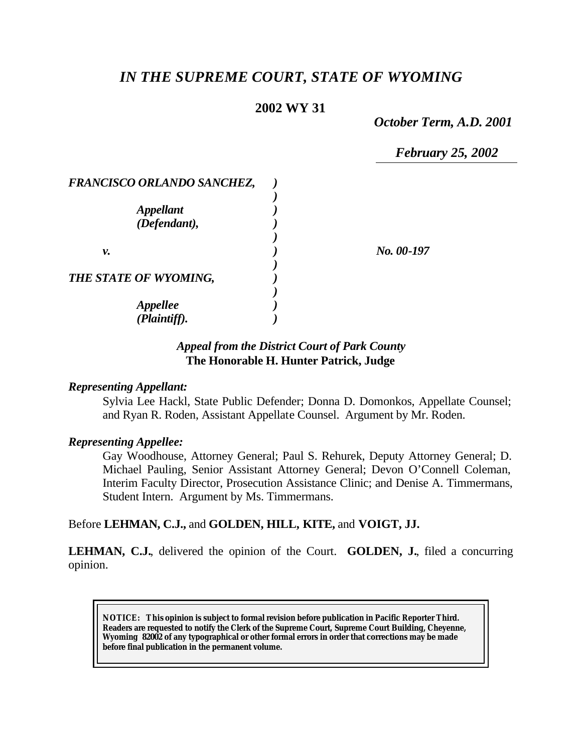# *IN THE SUPREME COURT, STATE OF WYOMING*

**2002 WY 31**

*October Term, A.D. 2001*

*February 25, 2002*

| | | |
|---|---|---|
| ***FRANCISCO ORLANDO SANCHEZ,*** | ***)*** | |
| | ***)*** | |
| ***Appellant*** | ***)*** | |
| ***(Defendant),*** | ***)*** | |
| | ***)*** | |
| ***v.*** | ***)*** | ***No. 00-197*** |
| | ***)*** | |
| ***THE STATE OF WYOMING,*** | ***)*** | |
| | ***)*** | |
| ***Appellee*** | ***)*** | |
| ***(Plaintiff).*** | ***)*** | |

***Appeal from the District Court of Park County***
**The Honorable H. Hunter Patrick, Judge**

***Representing Appellant:***

Sylvia Lee Hackl, State Public Defender; Donna D. Domonkos, Appellate Counsel; and Ryan R. Roden, Assistant Appellate Counsel. Argument by Mr. Roden.

***Representing Appellee:***

Gay Woodhouse, Attorney General; Paul S. Rehurek, Deputy Attorney General; D. Michael Pauling, Senior Assistant Attorney General; Devon O'Connell Coleman, Interim Faculty Director, Prosecution Assistance Clinic; and Denise A. Timmermans, Student Intern. Argument by Ms. Timmermans.

Before **LEHMAN, C.J.,** and **GOLDEN, HILL, KITE,** and **VOIGT, JJ.**

**LEHMAN, C.J.**, delivered the opinion of the Court. **GOLDEN, J.**, filed a concurring opinion.

> **NOTICE: This opinion is subject to formal revision before publication in Pacific Reporter Third. Readers are requested to notify the Clerk of the Supreme Court, Supreme Court Building, Cheyenne, Wyoming 82002 of any typographical or other formal errors in order that corrections may be made before final publication in the permanent volume.**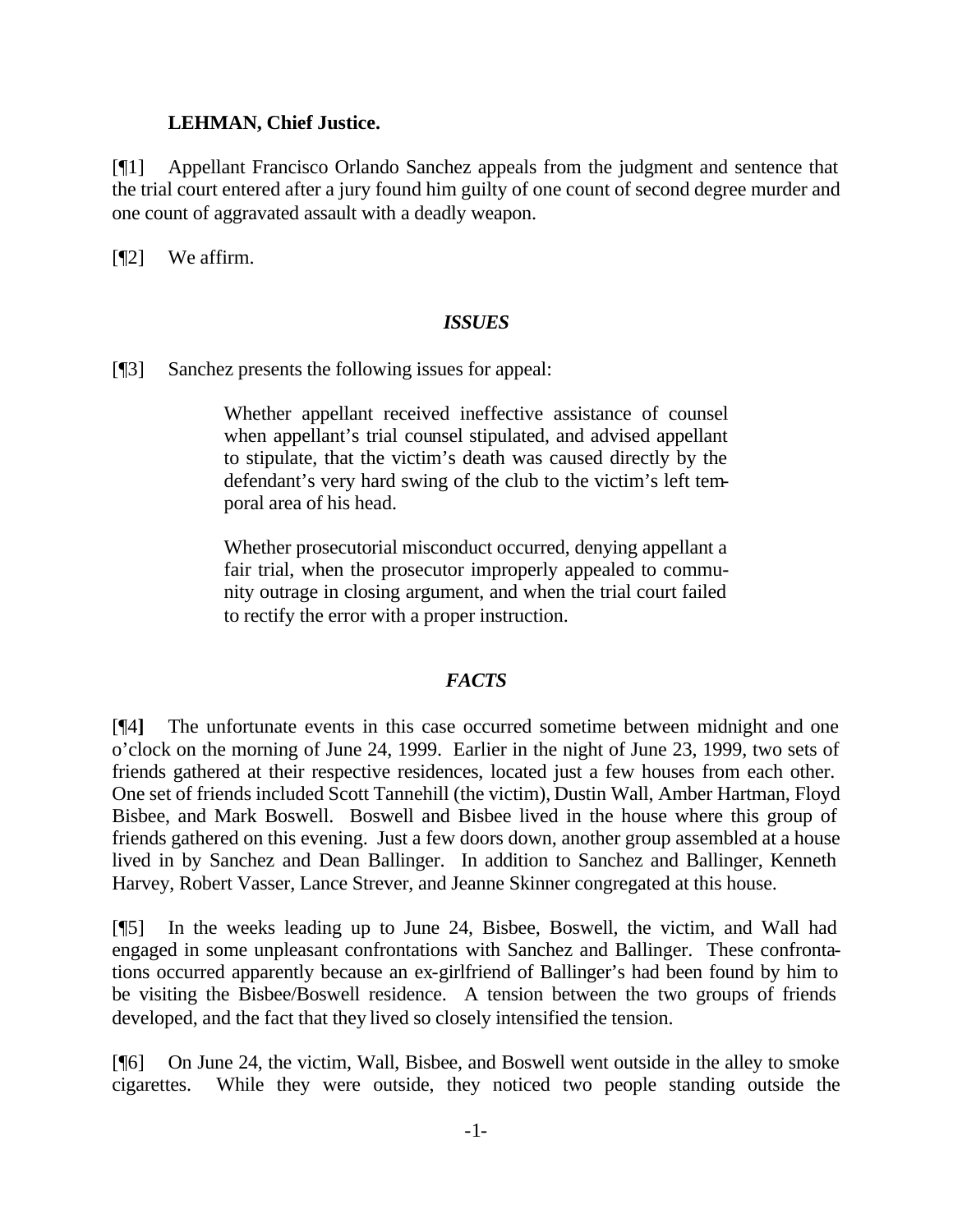**LEHMAN, Chief Justice.**

[¶1] Appellant Francisco Orlando Sanchez appeals from the judgment and sentence that the trial court entered after a jury found him guilty of one count of second degree murder and one count of aggravated assault with a deadly weapon.

[¶2] We affirm.

## *ISSUES*

[¶3] Sanchez presents the following issues for appeal:

> Whether appellant received ineffective assistance of counsel when appellant's trial counsel stipulated, and advised appellant to stipulate, that the victim's death was caused directly by the defendant's very hard swing of the club to the victim's left temporal area of his head.
>
> Whether prosecutorial misconduct occurred, denying appellant a fair trial, when the prosecutor improperly appealed to community outrage in closing argument, and when the trial court failed to rectify the error with a proper instruction.

## *FACTS*

[¶4] The unfortunate events in this case occurred sometime between midnight and one o'clock on the morning of June 24, 1999. Earlier in the night of June 23, 1999, two sets of friends gathered at their respective residences, located just a few houses from each other. One set of friends included Scott Tannehill (the victim), Dustin Wall, Amber Hartman, Floyd Bisbee, and Mark Boswell. Boswell and Bisbee lived in the house where this group of friends gathered on this evening. Just a few doors down, another group assembled at a house lived in by Sanchez and Dean Ballinger. In addition to Sanchez and Ballinger, Kenneth Harvey, Robert Vasser, Lance Strever, and Jeanne Skinner congregated at this house.

[¶5] In the weeks leading up to June 24, Bisbee, Boswell, the victim, and Wall had engaged in some unpleasant confrontations with Sanchez and Ballinger. These confrontations occurred apparently because an ex-girlfriend of Ballinger's had been found by him to be visiting the Bisbee/Boswell residence. A tension between the two groups of friends developed, and the fact that they lived so closely intensified the tension.

[¶6] On June 24, the victim, Wall, Bisbee, and Boswell went outside in the alley to smoke cigarettes. While they were outside, they noticed two people standing outside the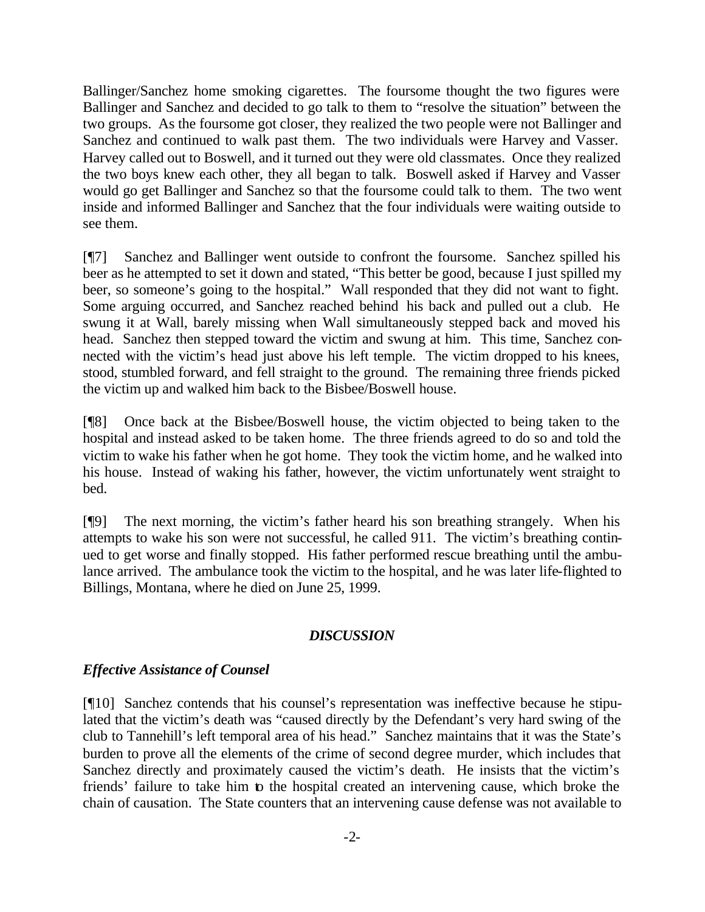Ballinger/Sanchez home smoking cigarettes. The foursome thought the two figures were Ballinger and Sanchez and decided to go talk to them to "resolve the situation" between the two groups. As the foursome got closer, they realized the two people were not Ballinger and Sanchez and continued to walk past them. The two individuals were Harvey and Vasser. Harvey called out to Boswell, and it turned out they were old classmates. Once they realized the two boys knew each other, they all began to talk. Boswell asked if Harvey and Vasser would go get Ballinger and Sanchez so that the foursome could talk to them. The two went inside and informed Ballinger and Sanchez that the four individuals were waiting outside to see them.

[¶7] Sanchez and Ballinger went outside to confront the foursome. Sanchez spilled his beer as he attempted to set it down and stated, "This better be good, because I just spilled my beer, so someone's going to the hospital." Wall responded that they did not want to fight. Some arguing occurred, and Sanchez reached behind his back and pulled out a club. He swung it at Wall, barely missing when Wall simultaneously stepped back and moved his head. Sanchez then stepped toward the victim and swung at him. This time, Sanchez connected with the victim's head just above his left temple. The victim dropped to his knees, stood, stumbled forward, and fell straight to the ground. The remaining three friends picked the victim up and walked him back to the Bisbee/Boswell house.

[¶8] Once back at the Bisbee/Boswell house, the victim objected to being taken to the hospital and instead asked to be taken home. The three friends agreed to do so and told the victim to wake his father when he got home. They took the victim home, and he walked into his house. Instead of waking his father, however, the victim unfortunately went straight to bed.

[¶9] The next morning, the victim's father heard his son breathing strangely. When his attempts to wake his son were not successful, he called 911. The victim's breathing continued to get worse and finally stopped. His father performed rescue breathing until the ambulance arrived. The ambulance took the victim to the hospital, and he was later life-flighted to Billings, Montana, where he died on June 25, 1999.

## *DISCUSSION*

### *Effective Assistance of Counsel*

[¶10] Sanchez contends that his counsel's representation was ineffective because he stipulated that the victim's death was "caused directly by the Defendant's very hard swing of the club to Tannehill's left temporal area of his head." Sanchez maintains that it was the State's burden to prove all the elements of the crime of second degree murder, which includes that Sanchez directly and proximately caused the victim's death. He insists that the victim's friends' failure to take him to the hospital created an intervening cause, which broke the chain of causation. The State counters that an intervening cause defense was not available to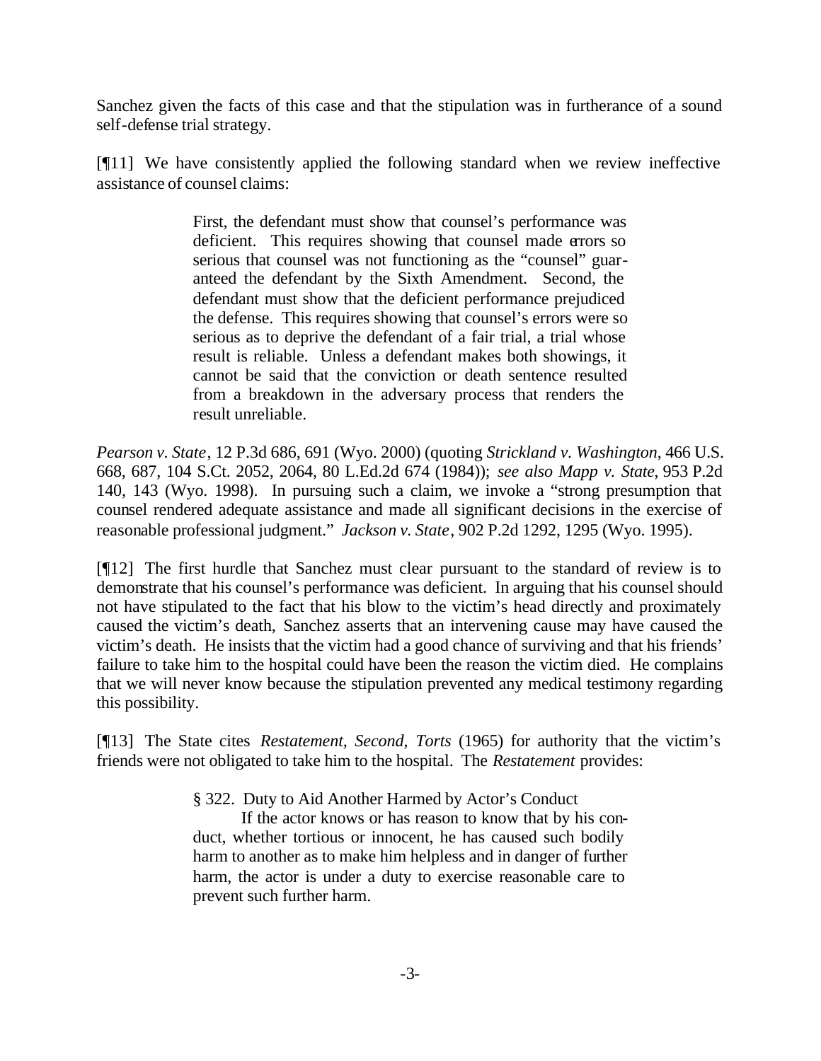Sanchez given the facts of this case and that the stipulation was in furtherance of a sound self-defense trial strategy.

[¶11] We have consistently applied the following standard when we review ineffective assistance of counsel claims:

> First, the defendant must show that counsel's performance was deficient. This requires showing that counsel made errors so serious that counsel was not functioning as the "counsel" guaranteed the defendant by the Sixth Amendment. Second, the defendant must show that the deficient performance prejudiced the defense. This requires showing that counsel's errors were so serious as to deprive the defendant of a fair trial, a trial whose result is reliable. Unless a defendant makes both showings, it cannot be said that the conviction or death sentence resulted from a breakdown in the adversary process that renders the result unreliable.

*Pearson v. State*, 12 P.3d 686, 691 (Wyo. 2000) (quoting *Strickland v. Washington*, 466 U.S. 668, 687, 104 S.Ct. 2052, 2064, 80 L.Ed.2d 674 (1984)); *see also Mapp v. State*, 953 P.2d 140, 143 (Wyo. 1998). In pursuing such a claim, we invoke a "strong presumption that counsel rendered adequate assistance and made all significant decisions in the exercise of reasonable professional judgment." *Jackson v. State*, 902 P.2d 1292, 1295 (Wyo. 1995).

[¶12] The first hurdle that Sanchez must clear pursuant to the standard of review is to demonstrate that his counsel's performance was deficient. In arguing that his counsel should not have stipulated to the fact that his blow to the victim's head directly and proximately caused the victim's death, Sanchez asserts that an intervening cause may have caused the victim's death. He insists that the victim had a good chance of surviving and that his friends' failure to take him to the hospital could have been the reason the victim died. He complains that we will never know because the stipulation prevented any medical testimony regarding this possibility.

[¶13] The State cites *Restatement, Second, Torts* (1965) for authority that the victim's friends were not obligated to take him to the hospital. The *Restatement* provides:

> § 322. Duty to Aid Another Harmed by Actor's Conduct
>
> If the actor knows or has reason to know that by his conduct, whether tortious or innocent, he has caused such bodily harm to another as to make him helpless and in danger of further harm, the actor is under a duty to exercise reasonable care to prevent such further harm.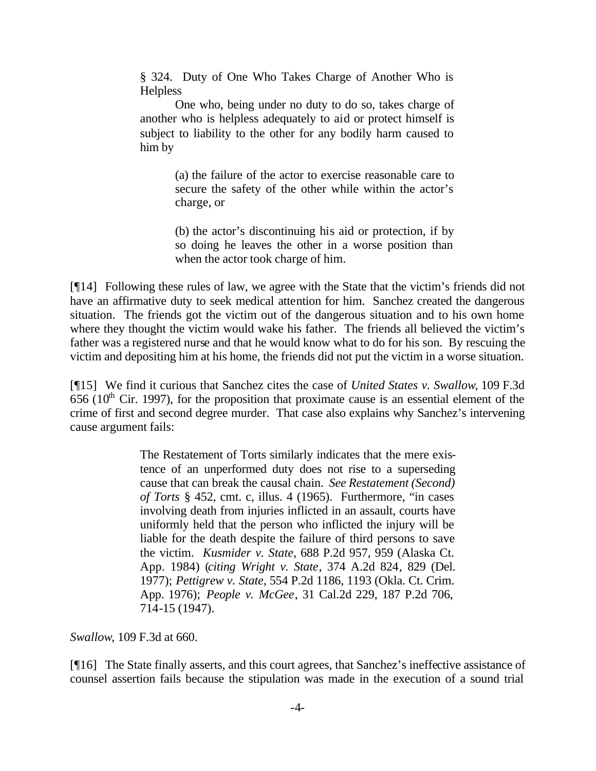> § 324. Duty of One Who Takes Charge of Another Who is Helpless
>
> One who, being under no duty to do so, takes charge of another who is helpless adequately to aid or protect himself is subject to liability to the other for any bodily harm caused to him by
>
> > (a) the failure of the actor to exercise reasonable care to secure the safety of the other while within the actor's charge, or
> >
> > (b) the actor's discontinuing his aid or protection, if by so doing he leaves the other in a worse position than when the actor took charge of him.

[¶14] Following these rules of law, we agree with the State that the victim's friends did not have an affirmative duty to seek medical attention for him. Sanchez created the dangerous situation. The friends got the victim out of the dangerous situation and to his own home where they thought the victim would wake his father. The friends all believed the victim's father was a registered nurse and that he would know what to do for his son. By rescuing the victim and depositing him at his home, the friends did not put the victim in a worse situation.

[¶15] We find it curious that Sanchez cites the case of *United States v. Swallow*, 109 F.3d 656 (10th Cir. 1997), for the proposition that proximate cause is an essential element of the crime of first and second degree murder. That case also explains why Sanchez's intervening cause argument fails:

> The Restatement of Torts similarly indicates that the mere existence of an unperformed duty does not rise to a superseding cause that can break the causal chain. *See Restatement (Second) of Torts* § 452, cmt. c, illus. 4 (1965). Furthermore, "in cases involving death from injuries inflicted in an assault, courts have uniformly held that the person who inflicted the injury will be liable for the death despite the failure of third persons to save the victim. *Kusmider v. State*, 688 P.2d 957, 959 (Alaska Ct. App. 1984) (*citing Wright v. State*, 374 A.2d 824, 829 (Del. 1977); *Pettigrew v. State*, 554 P.2d 1186, 1193 (Okla. Ct. Crim. App. 1976); *People v. McGee*, 31 Cal.2d 229, 187 P.2d 706, 714-15 (1947).

*Swallow*, 109 F.3d at 660.

[¶16] The State finally asserts, and this court agrees, that Sanchez's ineffective assistance of counsel assertion fails because the stipulation was made in the execution of a sound trial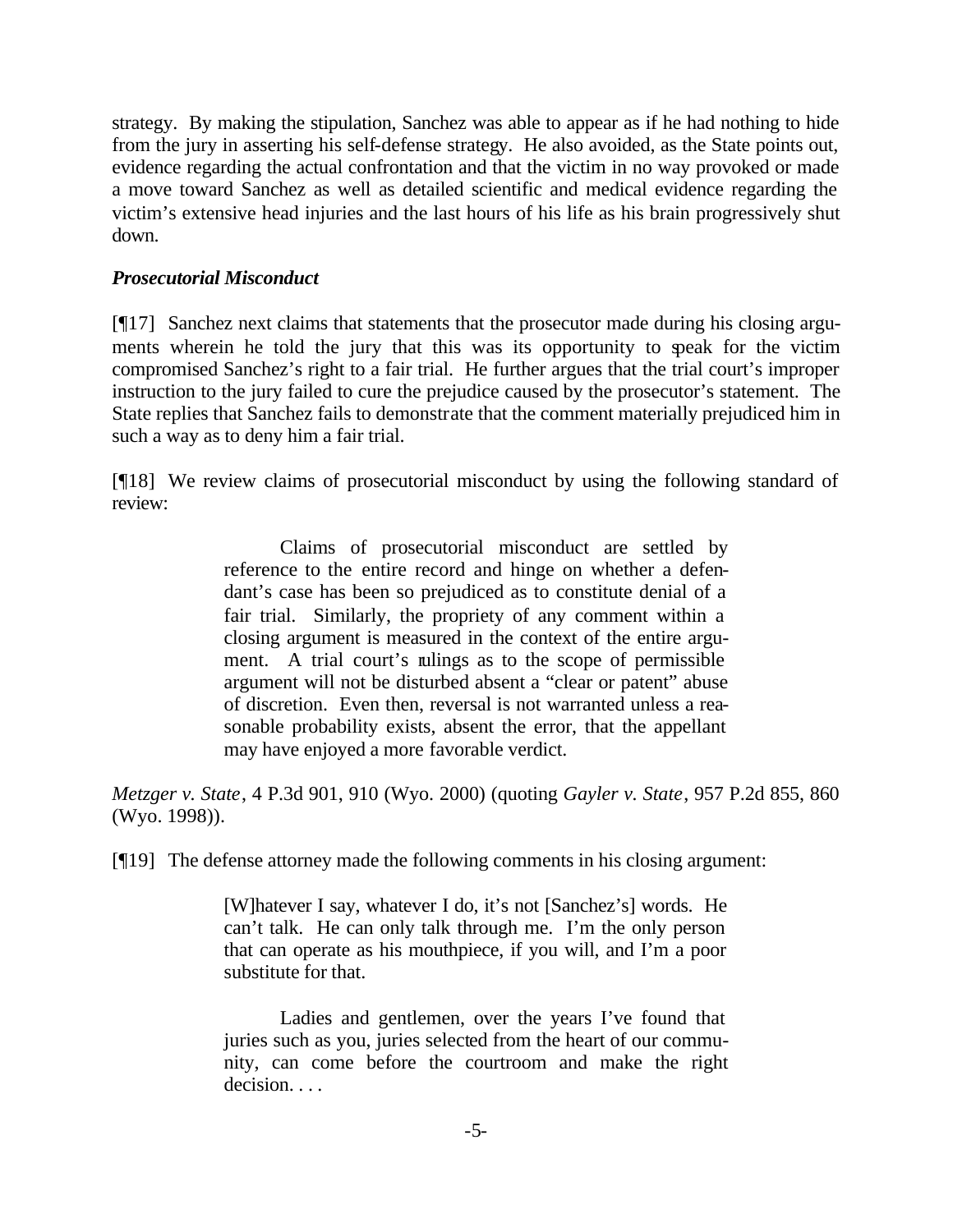strategy. By making the stipulation, Sanchez was able to appear as if he had nothing to hide from the jury in asserting his self-defense strategy. He also avoided, as the State points out, evidence regarding the actual confrontation and that the victim in no way provoked or made a move toward Sanchez as well as detailed scientific and medical evidence regarding the victim's extensive head injuries and the last hours of his life as his brain progressively shut down.

***Prosecutorial Misconduct***

[¶17] Sanchez next claims that statements that the prosecutor made during his closing arguments wherein he told the jury that this was its opportunity to speak for the victim compromised Sanchez's right to a fair trial. He further argues that the trial court's improper instruction to the jury failed to cure the prejudice caused by the prosecutor's statement. The State replies that Sanchez fails to demonstrate that the comment materially prejudiced him in such a way as to deny him a fair trial.

[¶18] We review claims of prosecutorial misconduct by using the following standard of review:

> Claims of prosecutorial misconduct are settled by reference to the entire record and hinge on whether a defendant's case has been so prejudiced as to constitute denial of a fair trial. Similarly, the propriety of any comment within a closing argument is measured in the context of the entire argument. A trial court's rulings as to the scope of permissible argument will not be disturbed absent a "clear or patent" abuse of discretion. Even then, reversal is not warranted unless a reasonable probability exists, absent the error, that the appellant may have enjoyed a more favorable verdict.

*Metzger v. State*, 4 P.3d 901, 910 (Wyo. 2000) (quoting *Gayler v. State*, 957 P.2d 855, 860 (Wyo. 1998)).

[¶19] The defense attorney made the following comments in his closing argument:

> [W]hatever I say, whatever I do, it's not [Sanchez's] words. He can't talk. He can only talk through me. I'm the only person that can operate as his mouthpiece, if you will, and I'm a poor substitute for that.
>
> Ladies and gentlemen, over the years I've found that juries such as you, juries selected from the heart of our community, can come before the courtroom and make the right decision. . . .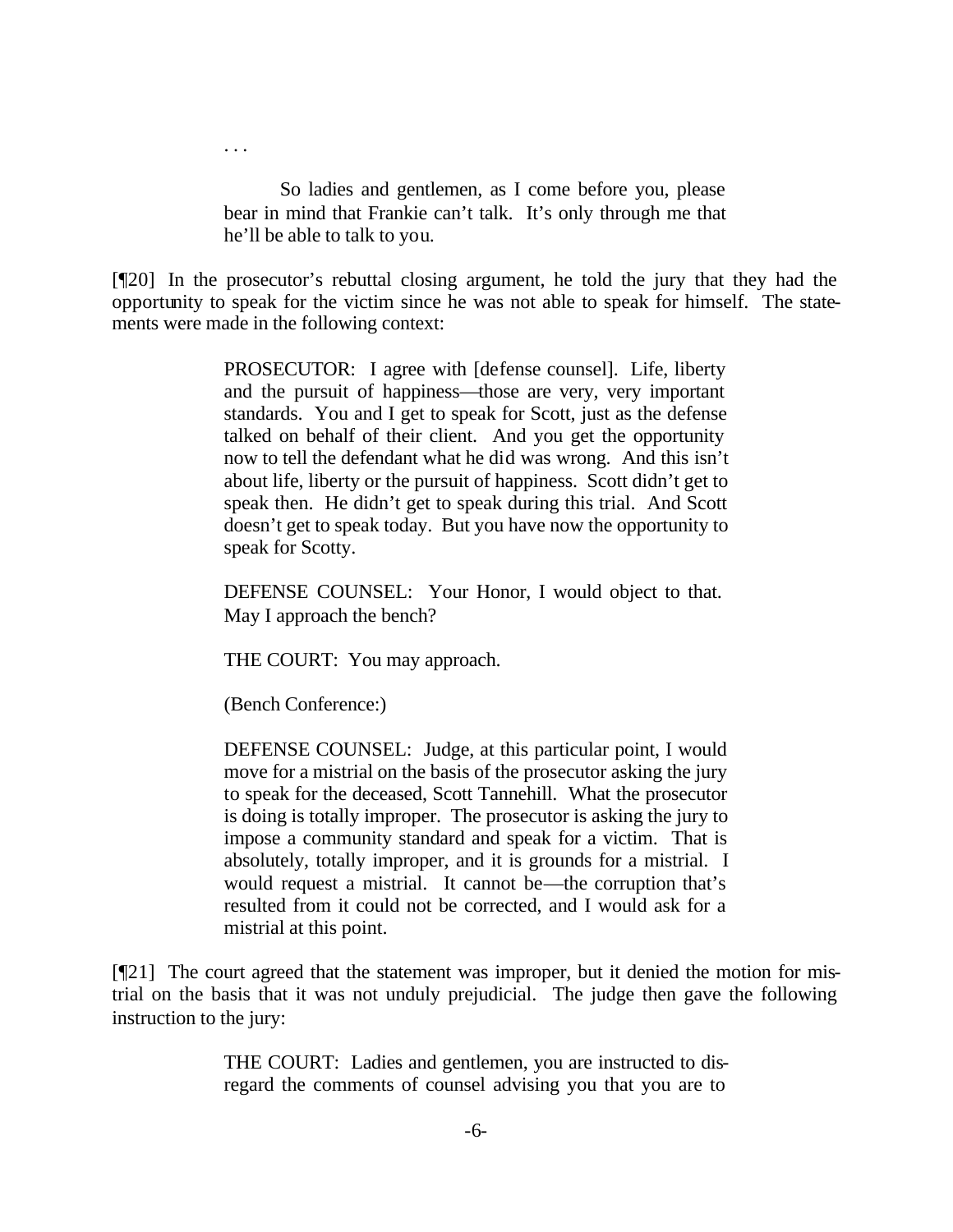. . .

> So ladies and gentlemen, as I come before you, please bear in mind that Frankie can't talk. It's only through me that he'll be able to talk to you.

[¶20] In the prosecutor's rebuttal closing argument, he told the jury that they had the opportunity to speak for the victim since he was not able to speak for himself. The statements were made in the following context:

> PROSECUTOR: I agree with [defense counsel]. Life, liberty and the pursuit of happiness—those are very, very important standards. You and I get to speak for Scott, just as the defense talked on behalf of their client. And you get the opportunity now to tell the defendant what he did was wrong. And this isn't about life, liberty or the pursuit of happiness. Scott didn't get to speak then. He didn't get to speak during this trial. And Scott doesn't get to speak today. But you have now the opportunity to speak for Scotty.
>
> DEFENSE COUNSEL: Your Honor, I would object to that. May I approach the bench?
>
> THE COURT: You may approach.
>
> (Bench Conference:)
>
> DEFENSE COUNSEL: Judge, at this particular point, I would move for a mistrial on the basis of the prosecutor asking the jury to speak for the deceased, Scott Tannehill. What the prosecutor is doing is totally improper. The prosecutor is asking the jury to impose a community standard and speak for a victim. That is absolutely, totally improper, and it is grounds for a mistrial. I would request a mistrial. It cannot be—the corruption that's resulted from it could not be corrected, and I would ask for a mistrial at this point.

[¶21] The court agreed that the statement was improper, but it denied the motion for mistrial on the basis that it was not unduly prejudicial. The judge then gave the following instruction to the jury:

> THE COURT: Ladies and gentlemen, you are instructed to disregard the comments of counsel advising you that you are to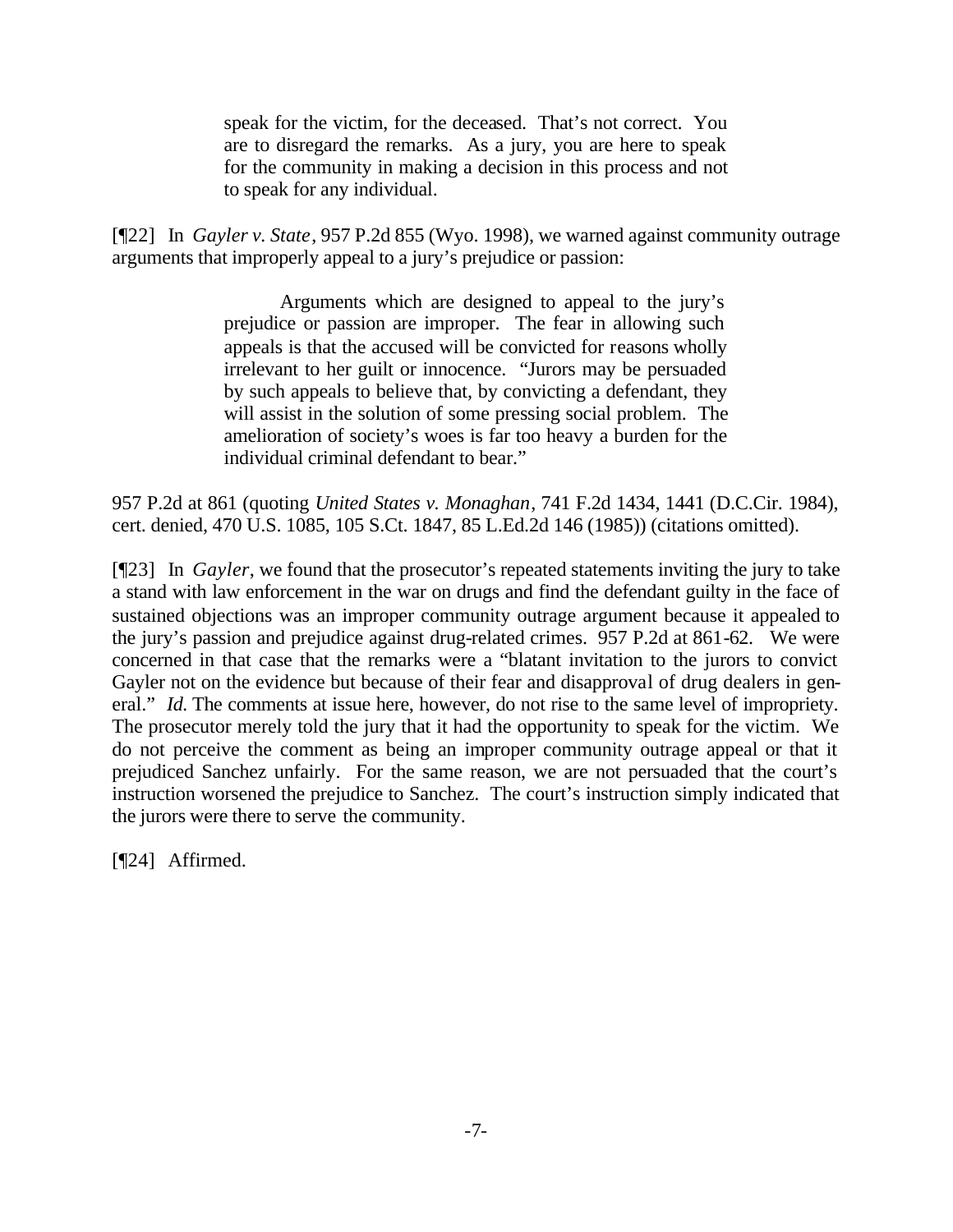> speak for the victim, for the deceased. That's not correct. You are to disregard the remarks. As a jury, you are here to speak for the community in making a decision in this process and not to speak for any individual.

[¶22] In *Gayler v. State*, 957 P.2d 855 (Wyo. 1998), we warned against community outrage arguments that improperly appeal to a jury's prejudice or passion:

> Arguments which are designed to appeal to the jury's prejudice or passion are improper. The fear in allowing such appeals is that the accused will be convicted for reasons wholly irrelevant to her guilt or innocence. "Jurors may be persuaded by such appeals to believe that, by convicting a defendant, they will assist in the solution of some pressing social problem. The amelioration of society's woes is far too heavy a burden for the individual criminal defendant to bear."

957 P.2d at 861 (quoting *United States v. Monaghan*, 741 F.2d 1434, 1441 (D.C.Cir. 1984), cert. denied, 470 U.S. 1085, 105 S.Ct. 1847, 85 L.Ed.2d 146 (1985)) (citations omitted).

[¶23] In *Gayler*, we found that the prosecutor's repeated statements inviting the jury to take a stand with law enforcement in the war on drugs and find the defendant guilty in the face of sustained objections was an improper community outrage argument because it appealed to the jury's passion and prejudice against drug-related crimes. 957 P.2d at 861-62. We were concerned in that case that the remarks were a "blatant invitation to the jurors to convict Gayler not on the evidence but because of their fear and disapproval of drug dealers in general." *Id.* The comments at issue here, however, do not rise to the same level of impropriety. The prosecutor merely told the jury that it had the opportunity to speak for the victim. We do not perceive the comment as being an improper community outrage appeal or that it prejudiced Sanchez unfairly. For the same reason, we are not persuaded that the court's instruction worsened the prejudice to Sanchez. The court's instruction simply indicated that the jurors were there to serve the community.

[¶24] Affirmed.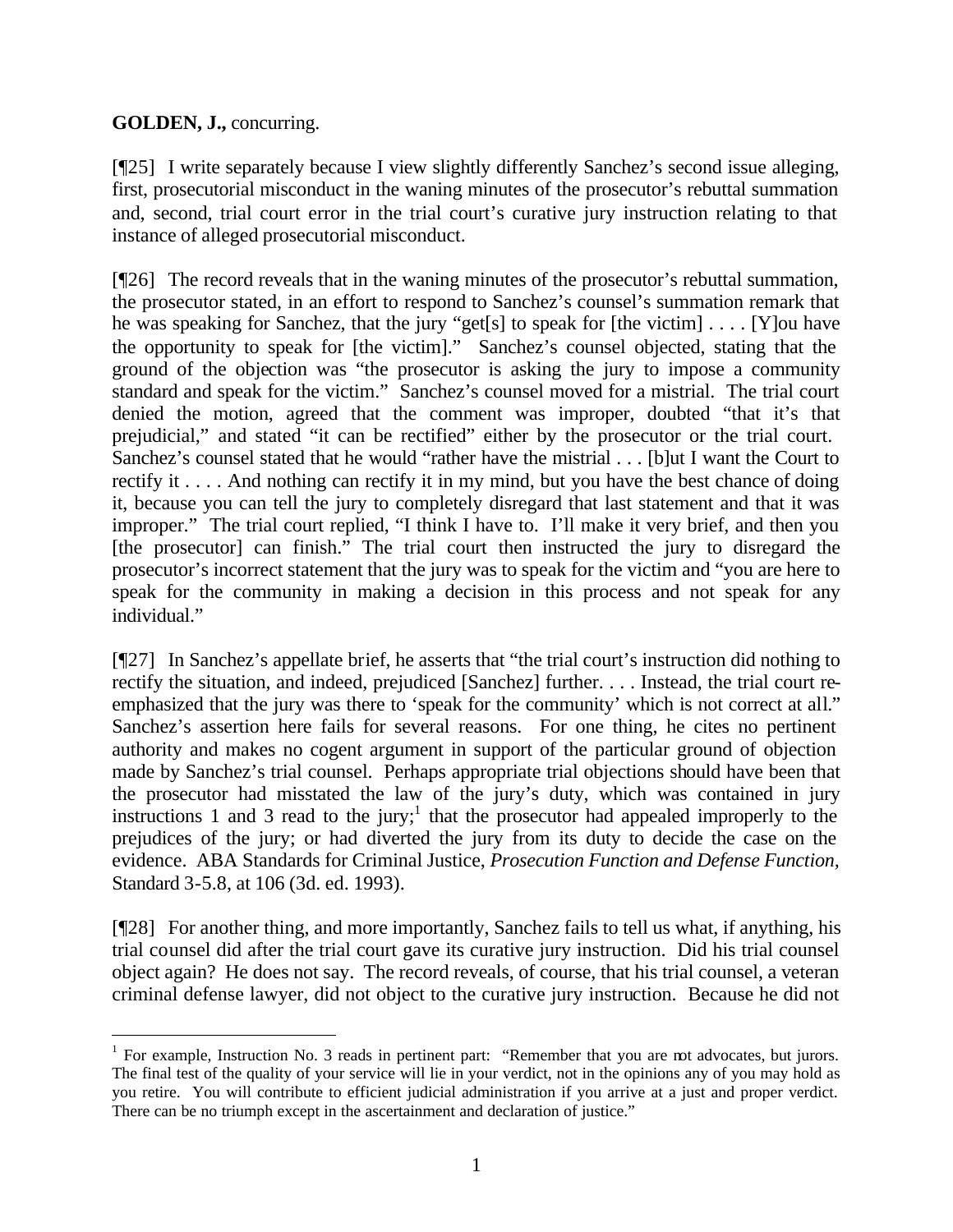**GOLDEN, J.,** concurring.

[¶25] I write separately because I view slightly differently Sanchez's second issue alleging, first, prosecutorial misconduct in the waning minutes of the prosecutor's rebuttal summation and, second, trial court error in the trial court's curative jury instruction relating to that instance of alleged prosecutorial misconduct.

[¶26] The record reveals that in the waning minutes of the prosecutor's rebuttal summation, the prosecutor stated, in an effort to respond to Sanchez's counsel's summation remark that he was speaking for Sanchez, that the jury "get[s] to speak for [the victim] . . . . [Y]ou have the opportunity to speak for [the victim]." Sanchez's counsel objected, stating that the ground of the objection was "the prosecutor is asking the jury to impose a community standard and speak for the victim." Sanchez's counsel moved for a mistrial. The trial court denied the motion, agreed that the comment was improper, doubted "that it's that prejudicial," and stated "it can be rectified" either by the prosecutor or the trial court. Sanchez's counsel stated that he would "rather have the mistrial . . . [b]ut I want the Court to rectify it . . . . And nothing can rectify it in my mind, but you have the best chance of doing it, because you can tell the jury to completely disregard that last statement and that it was improper." The trial court replied, "I think I have to. I'll make it very brief, and then you [the prosecutor] can finish." The trial court then instructed the jury to disregard the prosecutor's incorrect statement that the jury was to speak for the victim and "you are here to speak for the community in making a decision in this process and not speak for any individual."

[¶27] In Sanchez's appellate brief, he asserts that "the trial court's instruction did nothing to rectify the situation, and indeed, prejudiced [Sanchez] further. . . . Instead, the trial court re-emphasized that the jury was there to 'speak for the community' which is not correct at all." Sanchez's assertion here fails for several reasons. For one thing, he cites no pertinent authority and makes no cogent argument in support of the particular ground of objection made by Sanchez's trial counsel. Perhaps appropriate trial objections should have been that the prosecutor had misstated the law of the jury's duty, which was contained in jury instructions 1 and 3 read to the jury;[1] that the prosecutor had appealed improperly to the prejudices of the jury; or had diverted the jury from its duty to decide the case on the evidence. ABA Standards for Criminal Justice, *Prosecution Function and Defense Function*, Standard 3-5.8, at 106 (3d. ed. 1993).

[¶28] For another thing, and more importantly, Sanchez fails to tell us what, if anything, his trial counsel did after the trial court gave its curative jury instruction. Did his trial counsel object again? He does not say. The record reveals, of course, that his trial counsel, a veteran criminal defense lawyer, did not object to the curative jury instruction. Because he did not

[1] For example, Instruction No. 3 reads in pertinent part: "Remember that you are not advocates, but jurors. The final test of the quality of your service will lie in your verdict, not in the opinions any of you may hold as you retire. You will contribute to efficient judicial administration if you arrive at a just and proper verdict. There can be no triumph except in the ascertainment and declaration of justice."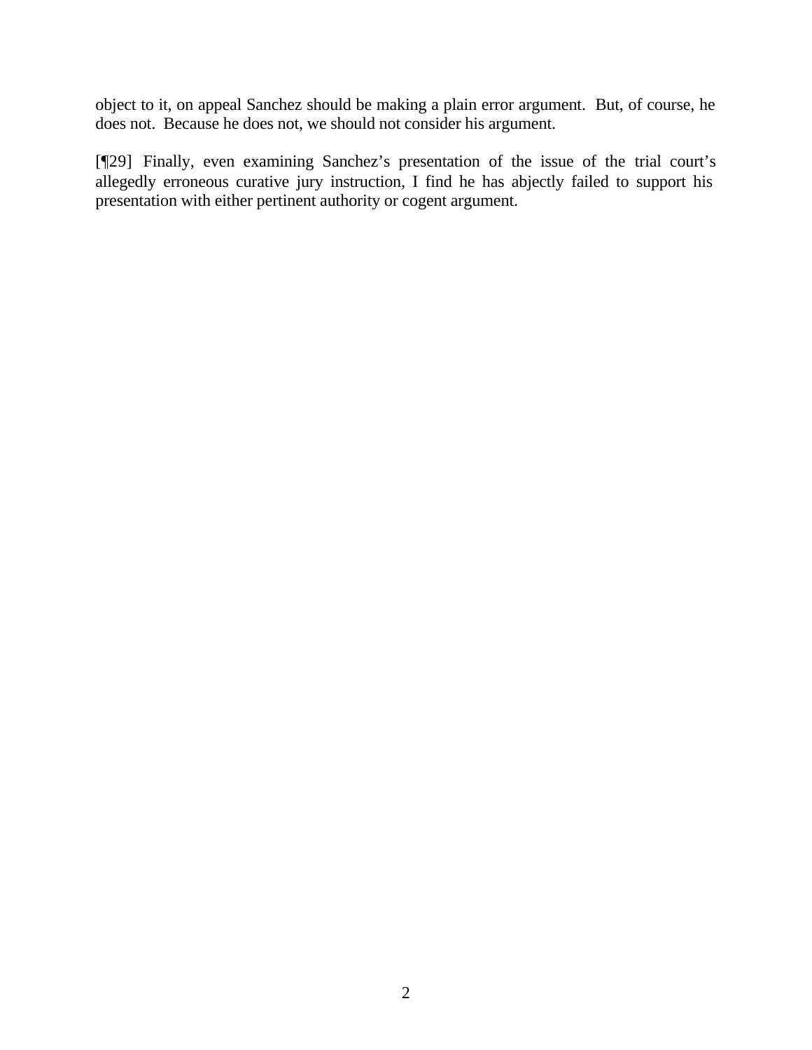object to it, on appeal Sanchez should be making a plain error argument. But, of course, he does not. Because he does not, we should not consider his argument.

[¶29] Finally, even examining Sanchez's presentation of the issue of the trial court's allegedly erroneous curative jury instruction, I find he has abjectly failed to support his presentation with either pertinent authority or cogent argument.